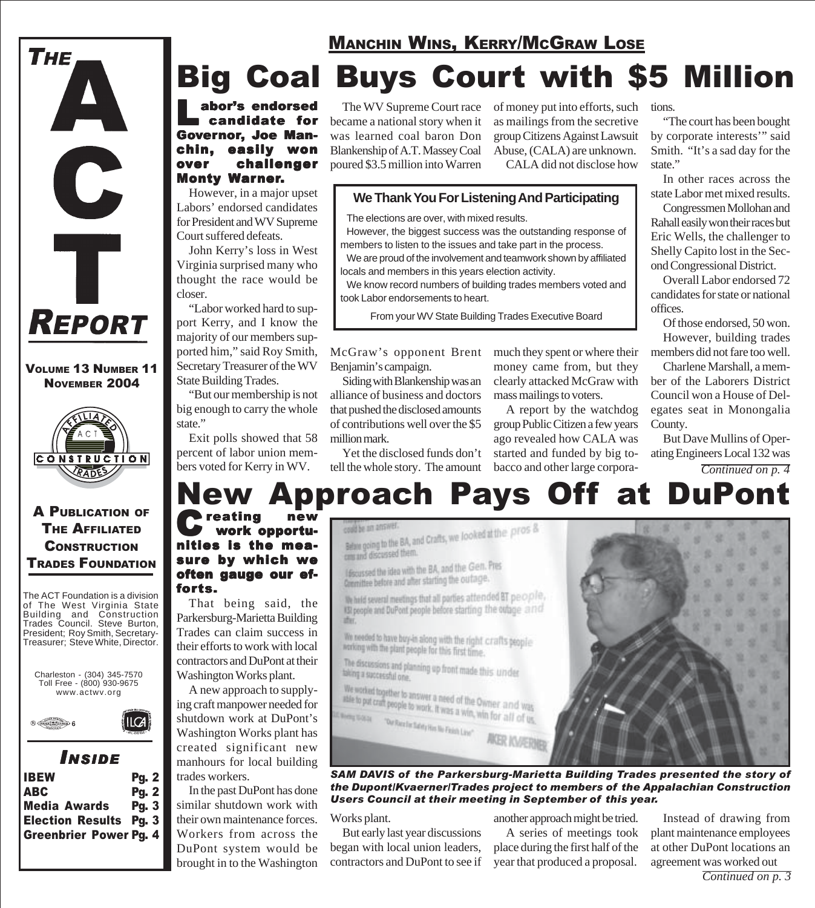# THE ACT REPORT

**VOLUME 13 NUMBER 11**
**NOVEMBER 2004**

**A PUBLICATION OF THE AFFILIATED CONSTRUCTION TRADES FOUNDATION**

The ACT Foundation is a division of The West Virginia State Building and Construction Trades Council. Steve Burton, President; Roy Smith, Secretary-Treasurer; Steve White, Director.

Charleston - (304) 345-7570
Toll Free - (800) 930-9675
www.actwv.org

## INSIDE

| | |
|---|---|
| IBEW | Pg. 2 |
| ABC | Pg. 2 |
| Media Awards | Pg. 3 |
| Election Results | Pg. 3 |
| Greenbrier Power | Pg. 4 |

## MANCHIN WINS, KERRY/MCGRAW LOSE

# Big Coal Buys Court with $5 Million

**Labor's endorsed candidate for Governor, Joe Manchin, easily won over challenger Monty Warner.**

However, in a major upset Labors' endorsed candidates for President and WV Supreme Court suffered defeats.

John Kerry's loss in West Virginia surprised many who thought the race would be closer.

"Labor worked hard to support Kerry, and I know the majority of our members supported him," said Roy Smith, Secretary Treasurer of the WV State Building Trades.

"But our membership is not big enough to carry the whole state."

Exit polls showed that 58 percent of labor union members voted for Kerry in WV.

The WV Supreme Court race became a national story when it was learned coal baron Don Blankenship of A.T. Massey Coal poured $3.5 million into Warren McGraw's opponent Brent Benjamin's campaign.

Siding with Blankenship was an alliance of business and doctors that pushed the disclosed amounts of contributions well over the $5 million mark.

Yet the disclosed funds don't tell the whole story. The amount of money put into efforts, such as mailings from the secretive group Citizens Against Lawsuit Abuse, (CALA) are unknown.

CALA did not disclose how much they spent or where their money came from, but they clearly attacked McGraw with mass mailings to voters.

A report by the watchdog group Public Citizen a few years ago revealed how CALA was started and funded by big tobacco and other large corporations.

"The court has been bought by corporate interests'" said Smith. "It's a sad day for the state."

In other races across the state Labor met mixed results.

Congressmen Mollohan and Rahall easily won their races but Eric Wells, the challenger to Shelly Capito lost in the Second Congressional District.

Overall Labor endorsed 72 candidates for state or national offices.

Of those endorsed, 50 won.

However, building trades members did not fare too well.

Charlene Marshall, a member of the Laborers District Council won a House of Delegates seat in Monongalia County.

But Dave Mullins of Operating Engineers Local 132 was

*Continued on p. 4*

### We Thank You For Listening And Participating

The elections are over, with mixed results.

However, the biggest success was the outstanding response of members to listen to the issues and take part in the process.

We are proud of the involvement and teamwork shown by affiliated locals and members in this years election activity.

We know record numbers of building trades members voted and took Labor endorsements to heart.

From your WV State Building Trades Executive Board

# New Approach Pays Off at DuPont

**Creating new work opportunities is the measure by which we often gauge our efforts.**

That being said, the Parkersburg-Marietta Building Trades can claim success in their efforts to work with local contractors and DuPont at their Washington Works plant.

A new approach to supplying craft manpower needed for shutdown work at DuPont's Washington Works plant has created significant new manhours for local building trades workers.

In the past DuPont has done similar shutdown work with their own maintenance forces. Workers from across the DuPont system would be brought in to the Washington Works plant.

But early last year discussions began with local union leaders, contractors and DuPont to see if another approach might be tried.

A series of meetings took place during the first half of the year that produced a proposal.

Instead of drawing from plant maintenance employees at other DuPont locations an agreement was worked out

*Continued on p. 3*

***SAM DAVIS of the Parkersburg-Marietta Building Trades presented the story of the Dupont/Kvaerner/Trades project to members of the Appalachian Construction Users Council at their meeting in September of this year.***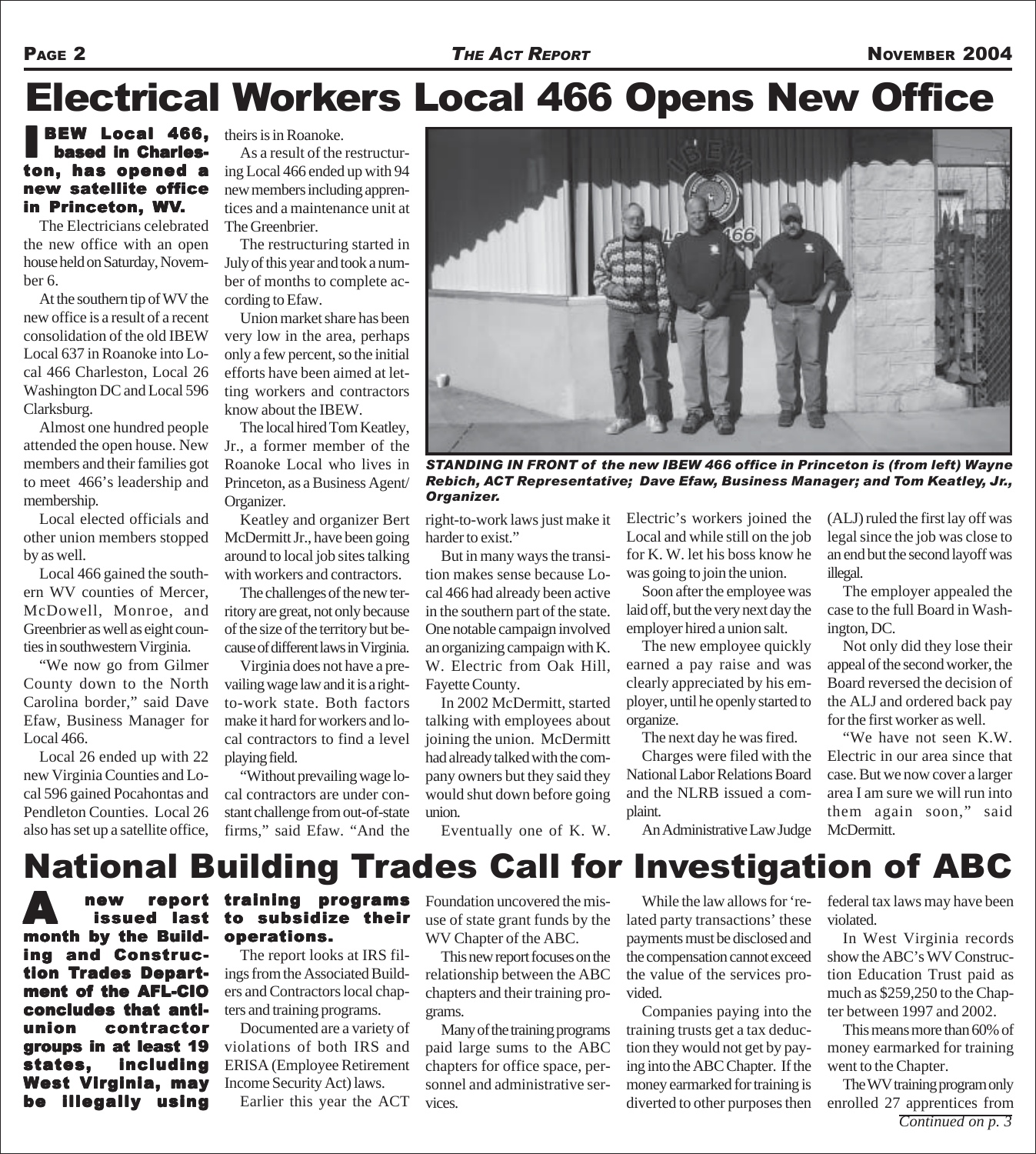# Electrical Workers Local 466 Opens New Office

**IBEW Local 466, based in Charleston, has opened a new satellite office in Princeton, WV.**

The Electricians celebrated the new office with an open house held on Saturday, November 6.

At the southern tip of WV the new office is a result of a recent consolidation of the old IBEW Local 637 in Roanoke into Local 466 Charleston, Local 26 Washington DC and Local 596 Clarksburg.

Almost one hundred people attended the open house. New members and their families got to meet 466's leadership and membership.

Local elected officials and other union members stopped by as well.

Local 466 gained the southern WV counties of Mercer, McDowell, Monroe, and Greenbrier as well as eight counties in southwestern Virginia.

"We now go from Gilmer County down to the North Carolina border," said Dave Efaw, Business Manager for Local 466.

Local 26 ended up with 22 new Virginia Counties and Local 596 gained Pocahontas and Pendleton Counties. Local 26 also has set up a satellite office, theirs is in Roanoke.

As a result of the restructuring Local 466 ended up with 94 new members including apprentices and a maintenance unit at The Greenbrier.

The restructuring started in July of this year and took a number of months to complete according to Efaw.

Union market share has been very low in the area, perhaps only a few percent, so the initial efforts have been aimed at letting workers and contractors know about the IBEW.

The local hired Tom Keatley, Jr., a former member of the Roanoke Local who lives in Princeton, as a Business Agent/ Organizer.

Keatley and organizer Bert McDermitt Jr., have been going around to local job sites talking with workers and contractors.

The challenges of the new territory are great, not only because of the size of the territory but because of different laws in Virginia.

Virginia does not have a prevailing wage law and it is a right-to-work state. Both factors make it hard for workers and local contractors to find a level playing field.

"Without prevailing wage local contractors are under constant challenge from out-of-state firms," said Efaw. "And the right-to-work laws just make it harder to exist."

*STANDING IN FRONT of the new IBEW 466 office in Princeton is (from left) Wayne Rebich, ACT Representative; Dave Efaw, Business Manager; and Tom Keatley, Jr., Organizer.*

But in many ways the transition makes sense because Local 466 had already been active in the southern part of the state. One notable campaign involved an organizing campaign with K. W. Electric from Oak Hill, Fayette County.

In 2002 McDermitt, started talking with employees about joining the union. McDermitt had already talked with the company owners but they said they would shut down before going union.

Eventually one of K. W. Electric's workers joined the Local and while still on the job for K. W. let his boss know he was going to join the union.

Soon after the employee was laid off, but the very next day the employer hired a union salt.

The new employee quickly earned a pay raise and was clearly appreciated by his employer, until he openly started to organize.

The next day he was fired.

Charges were filed with the National Labor Relations Board and the NLRB issued a complaint.

An Administrative Law Judge (ALJ) ruled the first lay off was legal since the job was close to an end but the second layoff was illegal.

The employer appealed the case to the full Board in Washington, DC.

Not only did they lose their appeal of the second worker, the Board reversed the decision of the ALJ and ordered back pay for the first worker as well.

"We have not seen K.W. Electric in our area since that case. But we now cover a larger area I am sure we will run into them again soon," said McDermitt.

# National Building Trades Call for Investigation of ABC

**A new report issued last month by the Building and Construction Trades Department of the AFL-CIO concludes that anti-union contractor groups in at least 19 states, including West Virginia, may be illegally using training programs to subsidize their operations.**

The report looks at IRS filings from the Associated Builders and Contractors local chapters and training programs.

Documented are a variety of violations of both IRS and ERISA (Employee Retirement Income Security Act) laws.

Earlier this year the ACT Foundation uncovered the misuse of state grant funds by the WV Chapter of the ABC.

This new report focuses on the relationship between the ABC chapters and their training programs.

Many of the training programs paid large sums to the ABC chapters for office space, personnel and administrative services.

While the law allows for 'related party transactions' these payments must be disclosed and the compensation cannot exceed the value of the services provided.

Companies paying into the training trusts get a tax deduction they would not get by paying into the ABC Chapter. If the money earmarked for training is diverted to other purposes then federal tax laws may have been violated.

In West Virginia records show the ABC's WV Construction Education Trust paid as much as $259,250 to the Chapter between 1997 and 2002.

This means more than 60% of money earmarked for training went to the Chapter.

The WV training program only enrolled 27 apprentices from

*Continued on p. 3*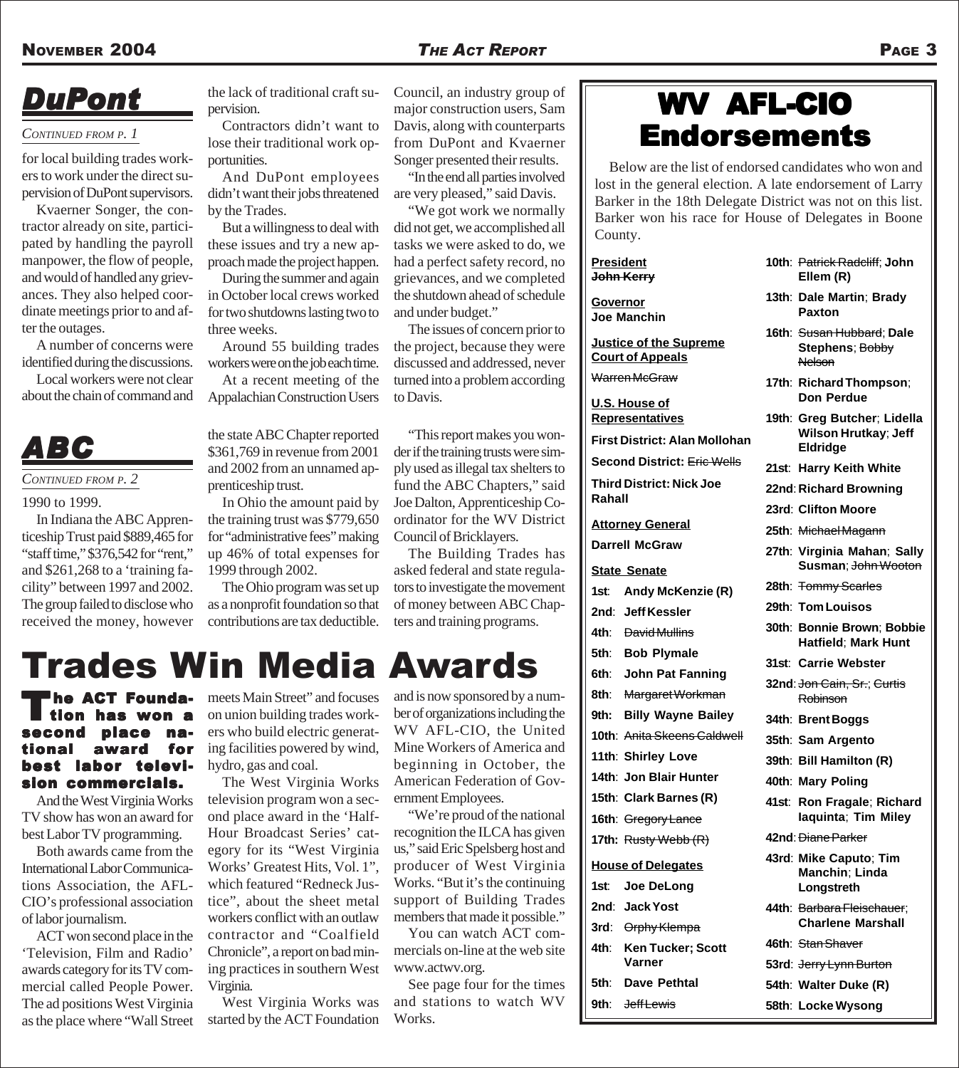## DuPont

*Continued from p. 1*

for local building trades workers to work under the direct supervision of DuPont supervisors.

Kvaerner Songer, the contractor already on site, participated by handling the payroll manpower, the flow of people, and would of handled any grievances. They also helped coordinate meetings prior to and after the outages.

A number of concerns were identified during the discussions.

Local workers were not clear about the chain of command and the lack of traditional craft supervision.

Contractors didn't want to lose their traditional work opportunities.

And DuPont employees didn't want their jobs threatened by the Trades.

But a willingness to deal with these issues and try a new approach made the project happen.

During the summer and again in October local crews worked for two shutdowns lasting two to three weeks.

Around 55 building trades workers were on the job each time.

At a recent meeting of the Appalachian Construction Users Council, an industry group of major construction users, Sam Davis, along with counterparts from DuPont and Kvaerner Songer presented their results.

"In the end all parties involved are very pleased," said Davis.

"We got work we normally did not get, we accomplished all tasks we were asked to do, we had a perfect safety record, no grievances, and we completed the shutdown ahead of schedule and under budget."

The issues of concern prior to the project, because they were discussed and addressed, never turned into a problem according to Davis.

## ABC

*Continued from p. 2*

1990 to 1999.

In Indiana the ABC Apprenticeship Trust paid $889,465 for "staff time," $376,542 for "rent," and $261,268 to a 'training facility" between 1997 and 2002. The group failed to disclose who received the money, however the state ABC Chapter reported $361,769 in revenue from 2001 and 2002 from an unnamed apprenticeship trust.

In Ohio the amount paid by the training trust was $779,650 for "administrative fees" making up 46% of total expenses for 1999 through 2002.

The Ohio program was set up as a nonprofit foundation so that contributions are tax deductible.

"This report makes you wonder if the training trusts were simply used as illegal tax shelters to fund the ABC Chapters," said Joe Dalton, Apprenticeship Coordinator for the WV District Council of Bricklayers.

The Building Trades has asked federal and state regulators to investigate the movement of money between ABC Chapters and training programs.

# Trades Win Media Awards

**The ACT Foundation has won a second place national award for best labor television commercials.**

And the West Virginia Works TV show has won an award for best Labor TV programming.

Both awards came from the International Labor Communications Association, the AFL-CIO's professional association of labor journalism.

ACT won second place in the 'Television, Film and Radio' awards category for its TV commercial called People Power. The ad positions West Virginia as the place where "Wall Street meets Main Street" and focuses on union building trades workers who build electric generating facilities powered by wind, hydro, gas and coal.

The West Virginia Works television program won a second place award in the 'Half-Hour Broadcast Series' category for its "West Virginia Works' Greatest Hits, Vol. 1", which featured "Redneck Justice", about the sheet metal workers conflict with an outlaw contractor and "Coalfield Chronicle", a report on bad mining practices in southern West Virginia.

West Virginia Works was started by the ACT Foundation and is now sponsored by a number of organizations including the WV AFL-CIO, the United Mine Workers of America and beginning in October, the American Federation of Government Employees.

"We're proud of the national recognition the ILCA has given us," said Eric Spelsberg host and producer of West Virginia Works. "But it's the continuing support of Building Trades members that made it possible."

You can watch ACT commercials on-line at the web site www.actwv.org.

See page four for the times and stations to watch WV Works.

# WV AFL-CIO Endorsements

Below are the list of endorsed candidates who won and lost in the general election. A late endorsement of Larry Barker in the 18th Delegate District was not on this list. Barker won his race for House of Delegates in Boone County.

**President**
~~John Kerry~~

**Governor**
**Joe Manchin**

**Justice of the Supreme Court of Appeals**
~~Warren McGraw~~

**U.S. House of Representatives**
- **First District: Alan Mollohan**
- **Second District:** ~~Eric Wells~~
- **Third District: Nick Joe Rahall**

**Attorney General**
**Darrell McGraw**

**State Senate**
- **1st**: **Andy McKenzie (R)**
- **2nd**: **Jeff Kessler**
- **4th**: ~~David Mullins~~
- **5th**: **Bob Plymale**
- **6th**: **John Pat Fanning**
- **8th**: ~~Margaret Workman~~
- **9th: Billy Wayne Bailey**
- **10th**: ~~Anita Skeens Caldwell~~
- **11th**: **Shirley Love**
- **14th**: **Jon Blair Hunter**
- **15th**: **Clark Barnes (R)**
- **16th**: ~~Gregory Lance~~
- **17th:** ~~Rusty Webb (R)~~

**House of Delegates**
- **1st**: **Joe DeLong**
- **2nd**: **Jack Yost**
- **3rd**: ~~Orphy Klempa~~
- **4th**: **Ken Tucker; Scott Varner**
- **5th**: **Dave Pethtal**
- **9th**: ~~Jeff Lewis~~
- **10th**: ~~Patrick Radcliff~~; **John Ellem (R)**
- **13th**: **Dale Martin**; **Brady Paxton**
- **16th**: ~~Susan Hubbard~~; **Dale Stephens**; ~~Bobby Nelson~~
- **17th**: **Richard Thompson**; **Don Perdue**
- **19th**: **Greg Butcher**; **Lidella Wilson Hrutkay**; **Jeff Eldridge**
- **21st**: **Harry Keith White**
- **22nd**: **Richard Browning**
- **23rd**: **Clifton Moore**
- **25th**: ~~Michael Magann~~
- **27th**: **Virginia Mahan**; **Sally Susman**; ~~John Wooton~~
- **28th**: ~~Tommy Searles~~
- **29th**: **Tom Louisos**
- **30th**: **Bonnie Brown**; **Bobbie Hatfield**; **Mark Hunt**
- **31st**: **Carrie Webster**
- **32nd**: ~~Jon Cain, Sr.~~; ~~Curtis Robinson~~
- **34th**: **Brent Boggs**
- **35th**: **Sam Argento**
- **39th**: **Bill Hamilton (R)**
- **40th**: **Mary Poling**
- **41st**: **Ron Fragale**; **Richard Iaquinta**; **Tim Miley**
- **42nd**: ~~Diane Parker~~
- **43rd**: **Mike Caputo**; **Tim Manchin**; **Linda Longstreth**
- **44th**: ~~Barbara Fleischauer~~; **Charlene Marshall**
- **46th**: ~~Stan Shaver~~
- **53rd**: ~~Jerry Lynn Burton~~
- **54th**: **Walter Duke (R)**
- **58th**: **Locke Wysong**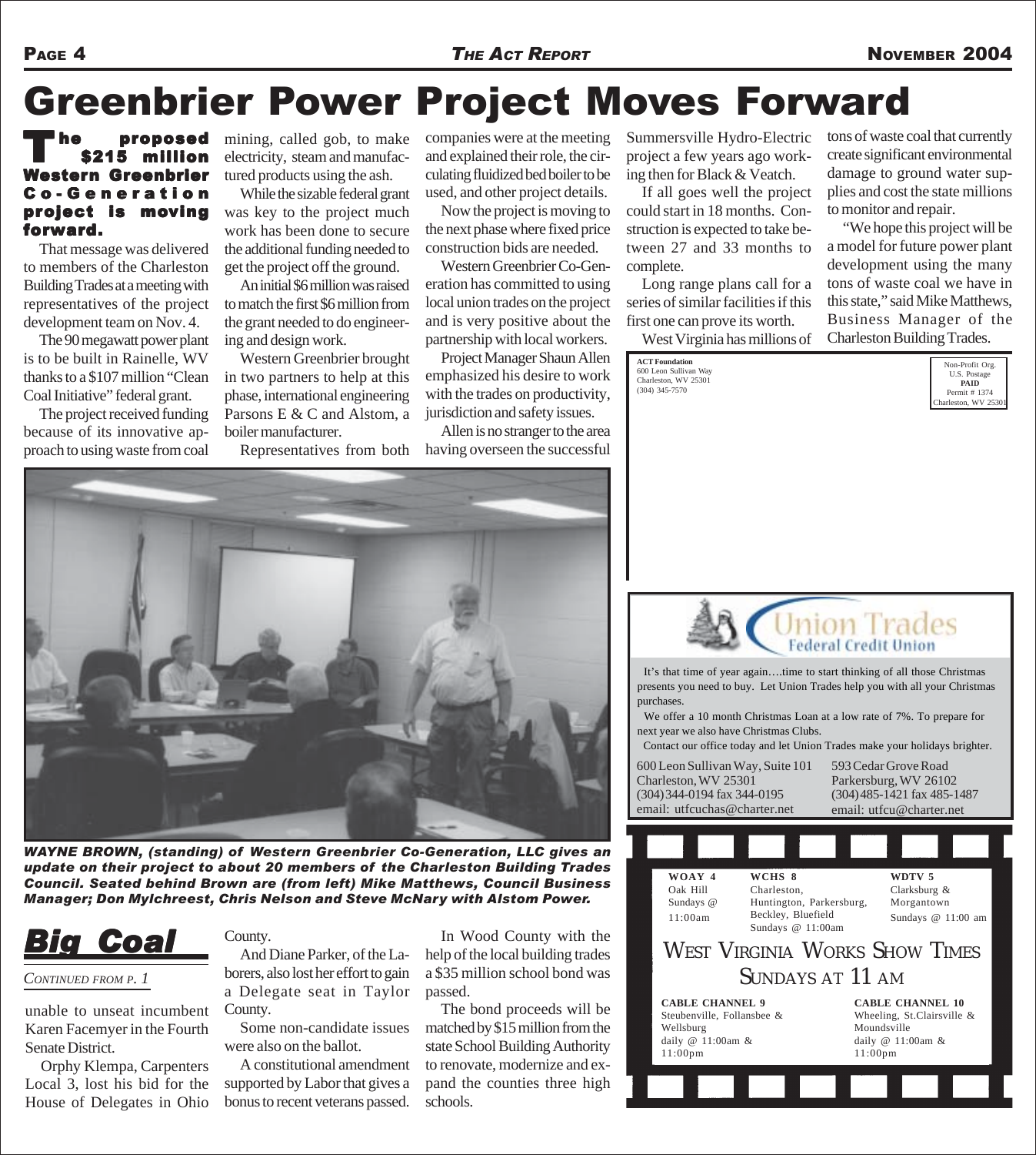# Greenbrier Power Project Moves Forward

**The proposed $215 million Western Greenbrier Co-Generation project is moving forward.**

That message was delivered to members of the Charleston Building Trades at a meeting with representatives of the project development team on Nov. 4.

The 90 megawatt power plant is to be built in Rainelle, WV thanks to a $107 million "Clean Coal Initiative" federal grant.

The project received funding because of its innovative approach to using waste from coal mining, called gob, to make electricity, steam and manufactured products using the ash.

While the sizable federal grant was key to the project much work has been done to secure the additional funding needed to get the project off the ground.

An initial $6 million was raised to match the first $6 million from the grant needed to do engineering and design work.

Western Greenbrier brought in two partners to help at this phase, international engineering Parsons E & C and Alstom, a boiler manufacturer.

Representatives from both companies were at the meeting and explained their role, the circulating fluidized bed boiler to be used, and other project details.

Now the project is moving to the next phase where fixed price construction bids are needed.

Western Greenbrier Co-Generation has committed to using local union trades on the project and is very positive about the partnership with local workers.

Project Manager Shaun Allen emphasized his desire to work with the trades on productivity, jurisdiction and safety issues.

Allen is no stranger to the area having overseen the successful Summersville Hydro-Electric project a few years ago working then for Black & Veatch.

If all goes well the project could start in 18 months. Construction is expected to take between 27 and 33 months to complete.

Long range plans call for a series of similar facilities if this first one can prove its worth.

West Virginia has millions of tons of waste coal that currently create significant environmental damage to ground water supplies and cost the state millions to monitor and repair.

"We hope this project will be a model for future power plant development using the many tons of waste coal we have in this state," said Mike Matthews, Business Manager of the Charleston Building Trades.

***WAYNE BROWN, (standing) of Western Greenbrier Co-Generation, LLC gives an update on their project to about 20 members of the Charleston Building Trades Council. Seated behind Brown are (from left) Mike Matthews, Council Business Manager; Don Mylchreest, Chris Nelson and Steve McNary with Alstom Power.***

ACT Foundation
600 Leon Sullivan Way
Charleston, WV 25301
(304) 345-7570

Non-Profit Org.
U.S. Postage
**PAID**
Permit # 1374
Charleston, WV 25301

## Big Coal

*Continued from p. 1*

unable to unseat incumbent Karen Facemyer in the Fourth Senate District.

Orphy Klempa, Carpenters Local 3, lost his bid for the House of Delegates in Ohio County.

And Diane Parker, of the Laborers, also lost her effort to gain a Delegate seat in Taylor County.

Some non-candidate issues were also on the ballot.

A constitutional amendment supported by Labor that gives a bonus to recent veterans passed.

In Wood County with the help of the local building trades a $35 million school bond was passed.

The bond proceeds will be matched by $15 million from the state School Building Authority to renovate, modernize and expand the counties three high schools.

---

**Union Trades Federal Credit Union**

It's that time of year again….time to start thinking of all those Christmas presents you need to buy. Let Union Trades help you with all your Christmas purchases.

We offer a 10 month Christmas Loan at a low rate of 7%. To prepare for next year we also have Christmas Clubs.

Contact our office today and let Union Trades make your holidays brighter.

600 Leon Sullivan Way, Suite 101
Charleston, WV 25301
(304) 344-0194 fax 344-0195
email: utfcuchas@charter.net

593 Cedar Grove Road
Parkersburg, WV 26102
(304) 485-1421 fax 485-1487
email: utfcu@charter.net

---

**WOAY 4**
Oak Hill
Sundays @ 11:00am

**WCHS 8**
Charleston, Huntington, Parkersburg, Beckley, Bluefield
Sundays @ 11:00am

**WDTV 5**
Clarksburg & Morgantown
Sundays @ 11:00 am

### West Virginia Works Show Times
### Sundays at 11 AM

**CABLE CHANNEL 9**
Steubenville, Follansbee & Wellsburg
daily @ 11:00am & 11:00pm

**CABLE CHANNEL 10**
Wheeling, St.Clairsville & Moundsville
daily @ 11:00am & 11:00pm